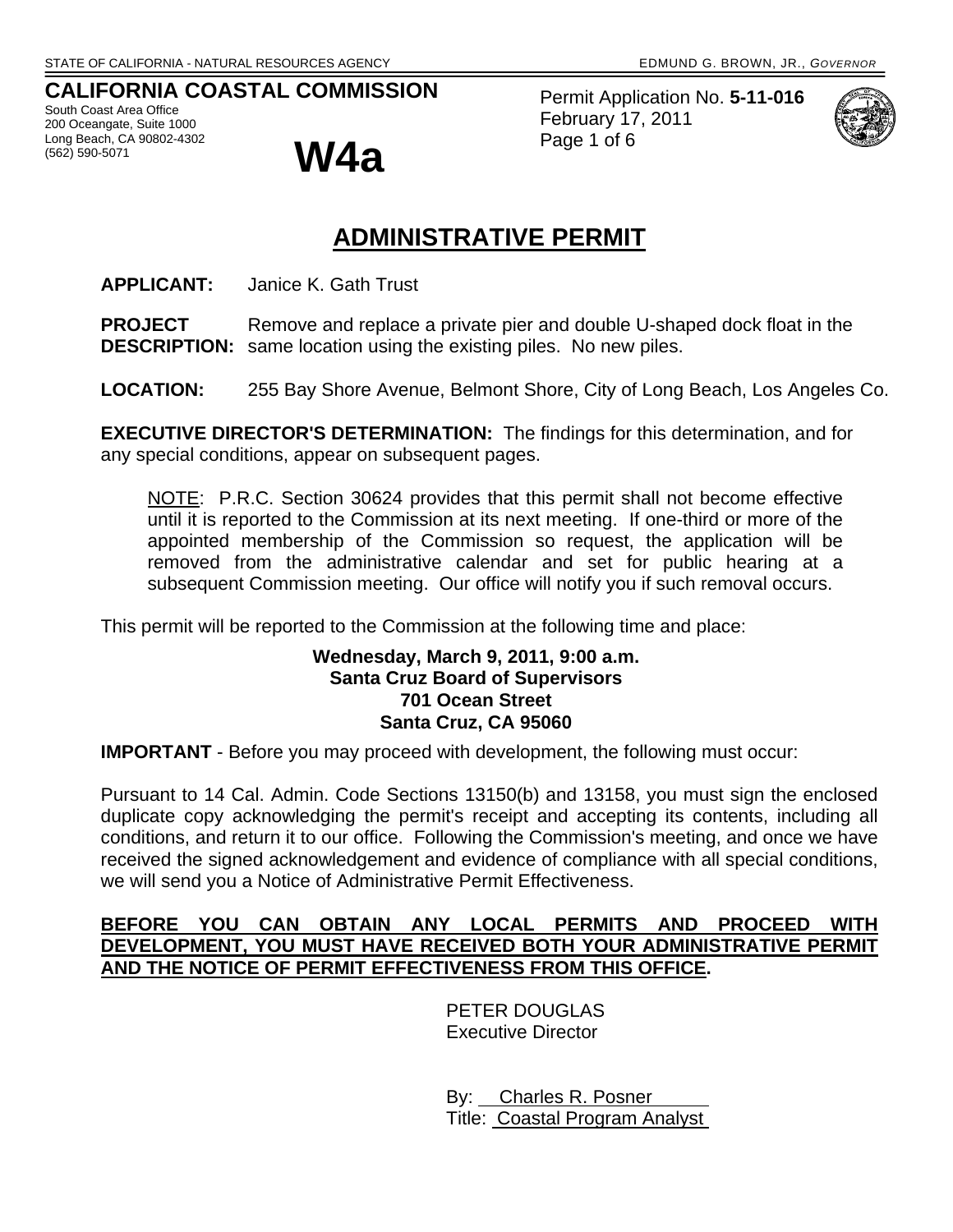STATE OF CALIFORNIA - NATURAL RESOURCES AGENCY EDMUND G. BROWN, JR., *GOVERNOR*

**CALIFORNIA COASTAL COMMISSION**
South Coast Area Office
200 Oceangate, Suite 1000
Long Beach, CA 90802-4302
(562) 590-5071

# W4a

Permit Application No. **5-11-016**
February 17, 2011

# ADMINISTRATIVE PERMIT

**APPLICANT:** Janice K. Gath Trust

**PROJECT DESCRIPTION:** Remove and replace a private pier and double U-shaped dock float in the same location using the existing piles. No new piles.

**LOCATION:** 255 Bay Shore Avenue, Belmont Shore, City of Long Beach, Los Angeles Co.

**EXECUTIVE DIRECTOR'S DETERMINATION:** The findings for this determination, and for any special conditions, appear on subsequent pages.

> NOTE: P.R.C. Section 30624 provides that this permit shall not become effective until it is reported to the Commission at its next meeting. If one-third or more of the appointed membership of the Commission so request, the application will be removed from the administrative calendar and set for public hearing at a subsequent Commission meeting. Our office will notify you if such removal occurs.

This permit will be reported to the Commission at the following time and place:

**Wednesday, March 9, 2011, 9:00 a.m.**
**Santa Cruz Board of Supervisors**
**701 Ocean Street**
**Santa Cruz, CA 95060**

**IMPORTANT** - Before you may proceed with development, the following must occur:

Pursuant to 14 Cal. Admin. Code Sections 13150(b) and 13158, you must sign the enclosed duplicate copy acknowledging the permit's receipt and accepting its contents, including all conditions, and return it to our office. Following the Commission's meeting, and once we have received the signed acknowledgement and evidence of compliance with all special conditions, we will send you a Notice of Administrative Permit Effectiveness.

**BEFORE YOU CAN OBTAIN ANY LOCAL PERMITS AND PROCEED WITH DEVELOPMENT, YOU MUST HAVE RECEIVED BOTH YOUR ADMINISTRATIVE PERMIT AND THE NOTICE OF PERMIT EFFECTIVENESS FROM THIS OFFICE.**

PETER DOUGLAS
Executive Director

By: Charles R. Posner
Title: Coastal Program Analyst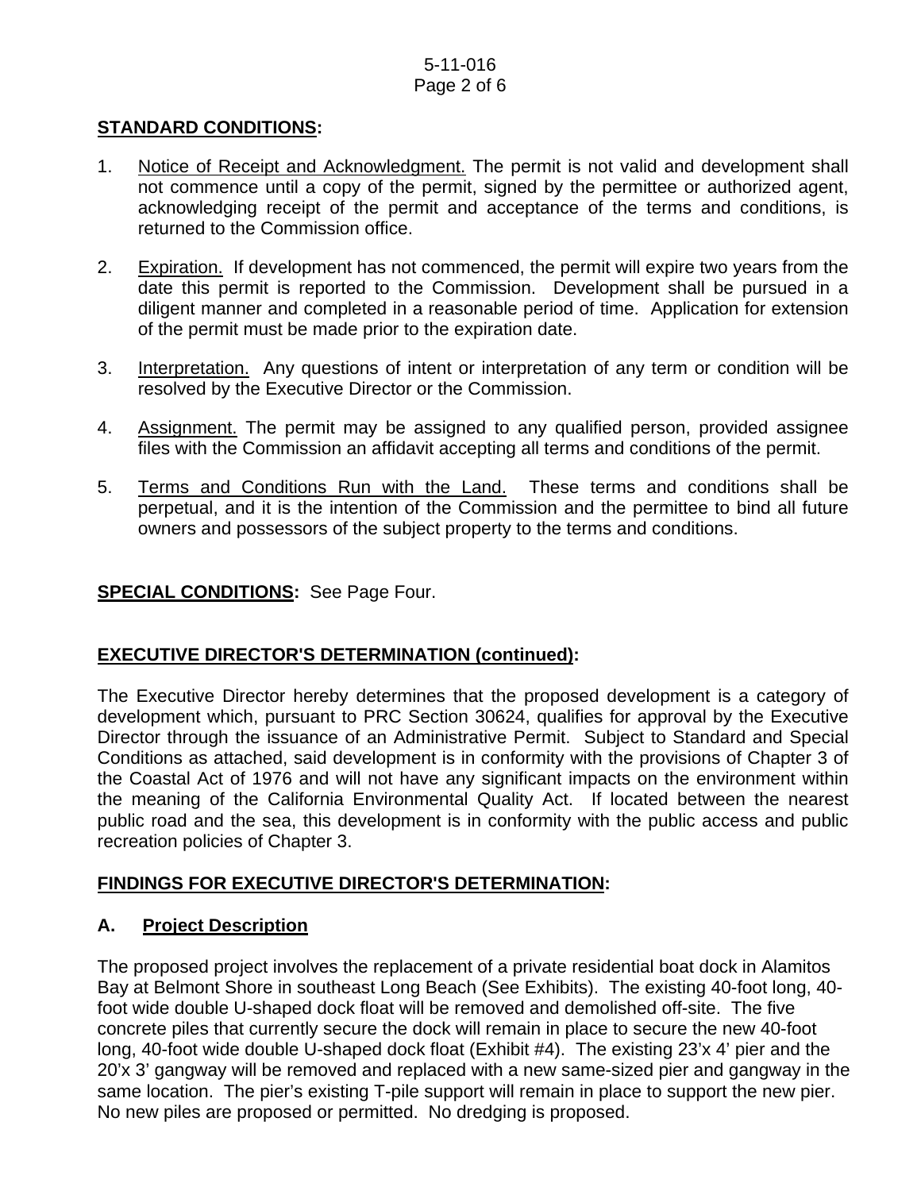## STANDARD CONDITIONS:

1. Notice of Receipt and Acknowledgment. The permit is not valid and development shall not commence until a copy of the permit, signed by the permittee or authorized agent, acknowledging receipt of the permit and acceptance of the terms and conditions, is returned to the Commission office.

2. Expiration. If development has not commenced, the permit will expire two years from the date this permit is reported to the Commission. Development shall be pursued in a diligent manner and completed in a reasonable period of time. Application for extension of the permit must be made prior to the expiration date.

3. Interpretation. Any questions of intent or interpretation of any term or condition will be resolved by the Executive Director or the Commission.

4. Assignment. The permit may be assigned to any qualified person, provided assignee files with the Commission an affidavit accepting all terms and conditions of the permit.

5. Terms and Conditions Run with the Land. These terms and conditions shall be perpetual, and it is the intention of the Commission and the permittee to bind all future owners and possessors of the subject property to the terms and conditions.

**SPECIAL CONDITIONS:** See Page Four.

## EXECUTIVE DIRECTOR'S DETERMINATION (continued):

The Executive Director hereby determines that the proposed development is a category of development which, pursuant to PRC Section 30624, qualifies for approval by the Executive Director through the issuance of an Administrative Permit. Subject to Standard and Special Conditions as attached, said development is in conformity with the provisions of Chapter 3 of the Coastal Act of 1976 and will not have any significant impacts on the environment within the meaning of the California Environmental Quality Act. If located between the nearest public road and the sea, this development is in conformity with the public access and public recreation policies of Chapter 3.

## FINDINGS FOR EXECUTIVE DIRECTOR'S DETERMINATION:

### A. Project Description

The proposed project involves the replacement of a private residential boat dock in Alamitos Bay at Belmont Shore in southeast Long Beach (See Exhibits). The existing 40-foot long, 40-foot wide double U-shaped dock float will be removed and demolished off-site. The five concrete piles that currently secure the dock will remain in place to secure the new 40-foot long, 40-foot wide double U-shaped dock float (Exhibit #4). The existing 23'x 4' pier and the 20'x 3' gangway will be removed and replaced with a new same-sized pier and gangway in the same location. The pier's existing T-pile support will remain in place to support the new pier. No new piles are proposed or permitted. No dredging is proposed.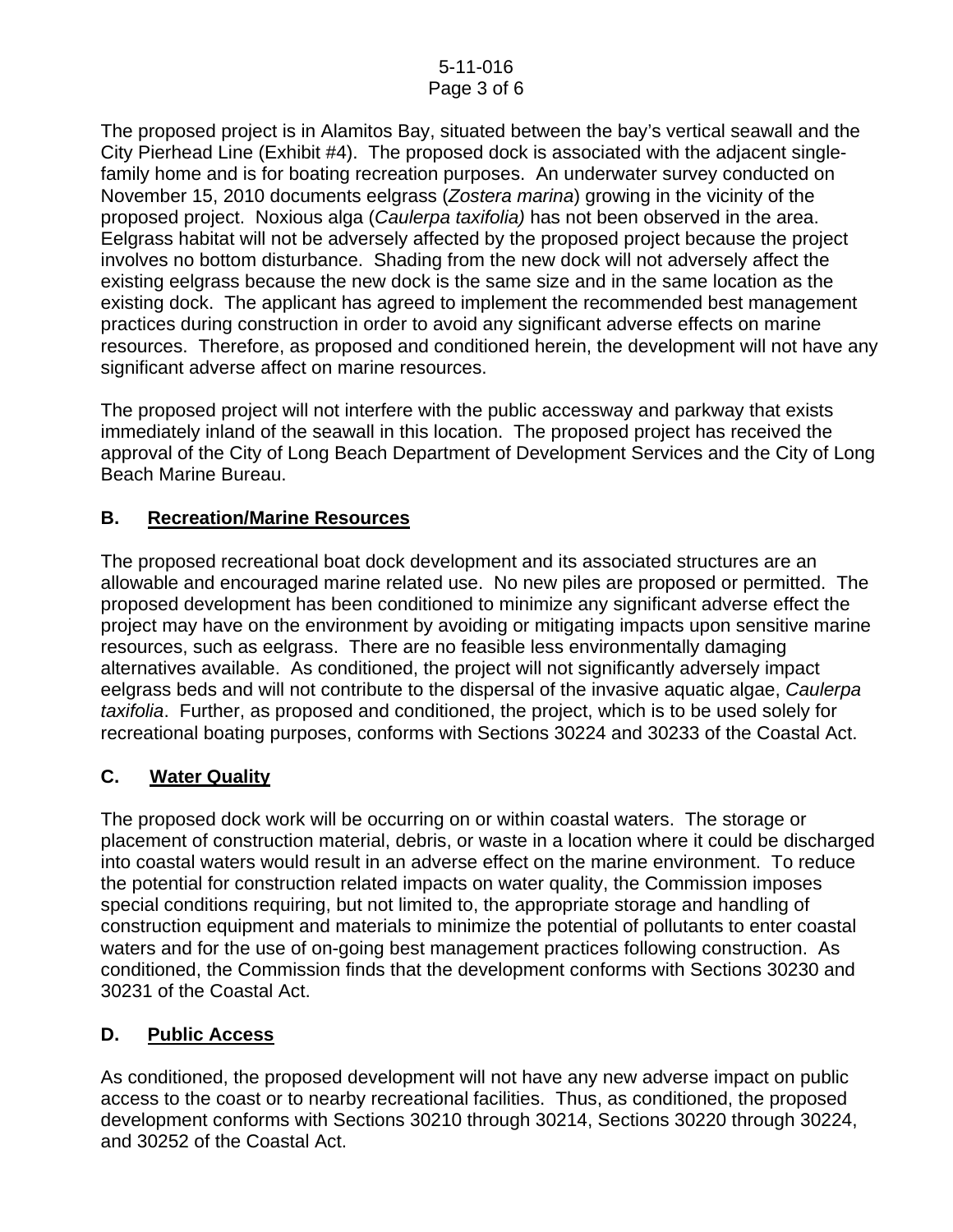The proposed project is in Alamitos Bay, situated between the bay's vertical seawall and the City Pierhead Line (Exhibit #4). The proposed dock is associated with the adjacent single-family home and is for boating recreation purposes. An underwater survey conducted on November 15, 2010 documents eelgrass (*Zostera marina*) growing in the vicinity of the proposed project. Noxious alga (*Caulerpa taxifolia)* has not been observed in the area. Eelgrass habitat will not be adversely affected by the proposed project because the project involves no bottom disturbance. Shading from the new dock will not adversely affect the existing eelgrass because the new dock is the same size and in the same location as the existing dock. The applicant has agreed to implement the recommended best management practices during construction in order to avoid any significant adverse effects on marine resources. Therefore, as proposed and conditioned herein, the development will not have any significant adverse affect on marine resources.

The proposed project will not interfere with the public accessway and parkway that exists immediately inland of the seawall in this location. The proposed project has received the approval of the City of Long Beach Department of Development Services and the City of Long Beach Marine Bureau.

## B. Recreation/Marine Resources

The proposed recreational boat dock development and its associated structures are an allowable and encouraged marine related use. No new piles are proposed or permitted. The proposed development has been conditioned to minimize any significant adverse effect the project may have on the environment by avoiding or mitigating impacts upon sensitive marine resources, such as eelgrass. There are no feasible less environmentally damaging alternatives available. As conditioned, the project will not significantly adversely impact eelgrass beds and will not contribute to the dispersal of the invasive aquatic algae, *Caulerpa taxifolia*. Further, as proposed and conditioned, the project, which is to be used solely for recreational boating purposes, conforms with Sections 30224 and 30233 of the Coastal Act.

## C. Water Quality

The proposed dock work will be occurring on or within coastal waters. The storage or placement of construction material, debris, or waste in a location where it could be discharged into coastal waters would result in an adverse effect on the marine environment. To reduce the potential for construction related impacts on water quality, the Commission imposes special conditions requiring, but not limited to, the appropriate storage and handling of construction equipment and materials to minimize the potential of pollutants to enter coastal waters and for the use of on-going best management practices following construction. As conditioned, the Commission finds that the development conforms with Sections 30230 and 30231 of the Coastal Act.

## D. Public Access

As conditioned, the proposed development will not have any new adverse impact on public access to the coast or to nearby recreational facilities. Thus, as conditioned, the proposed development conforms with Sections 30210 through 30214, Sections 30220 through 30224, and 30252 of the Coastal Act.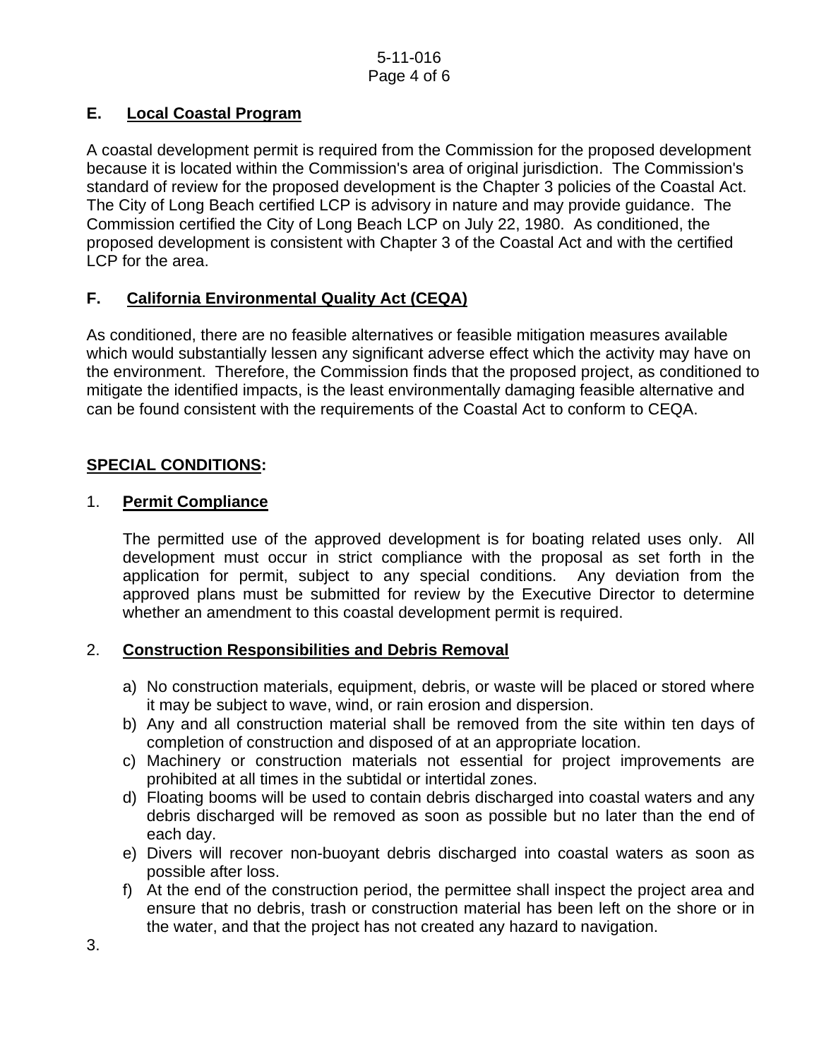## E. Local Coastal Program

A coastal development permit is required from the Commission for the proposed development because it is located within the Commission's area of original jurisdiction. The Commission's standard of review for the proposed development is the Chapter 3 policies of the Coastal Act. The City of Long Beach certified LCP is advisory in nature and may provide guidance. The Commission certified the City of Long Beach LCP on July 22, 1980. As conditioned, the proposed development is consistent with Chapter 3 of the Coastal Act and with the certified LCP for the area.

## F. California Environmental Quality Act (CEQA)

As conditioned, there are no feasible alternatives or feasible mitigation measures available which would substantially lessen any significant adverse effect which the activity may have on the environment. Therefore, the Commission finds that the proposed project, as conditioned to mitigate the identified impacts, is the least environmentally damaging feasible alternative and can be found consistent with the requirements of the Coastal Act to conform to CEQA.

## SPECIAL CONDITIONS:

1. **Permit Compliance**

   The permitted use of the approved development is for boating related uses only. All development must occur in strict compliance with the proposal as set forth in the application for permit, subject to any special conditions. Any deviation from the approved plans must be submitted for review by the Executive Director to determine whether an amendment to this coastal development permit is required.

2. **Construction Responsibilities and Debris Removal**

   a) No construction materials, equipment, debris, or waste will be placed or stored where it may be subject to wave, wind, or rain erosion and dispersion.
   b) Any and all construction material shall be removed from the site within ten days of completion of construction and disposed of at an appropriate location.
   c) Machinery or construction materials not essential for project improvements are prohibited at all times in the subtidal or intertidal zones.
   d) Floating booms will be used to contain debris discharged into coastal waters and any debris discharged will be removed as soon as possible but no later than the end of each day.
   e) Divers will recover non-buoyant debris discharged into coastal waters as soon as possible after loss.
   f) At the end of the construction period, the permittee shall inspect the project area and ensure that no debris, trash or construction material has been left on the shore or in the water, and that the project has not created any hazard to navigation.

3.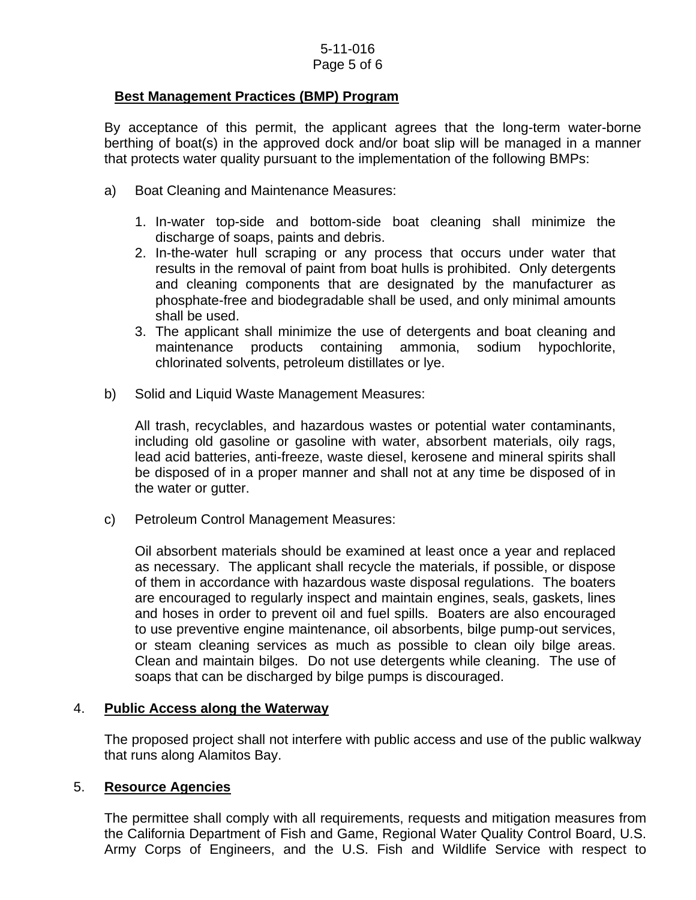**Best Management Practices (BMP) Program**

By acceptance of this permit, the applicant agrees that the long-term water-borne berthing of boat(s) in the approved dock and/or boat slip will be managed in a manner that protects water quality pursuant to the implementation of the following BMPs:

a) Boat Cleaning and Maintenance Measures:

1. In-water top-side and bottom-side boat cleaning shall minimize the discharge of soaps, paints and debris.
2. In-the-water hull scraping or any process that occurs under water that results in the removal of paint from boat hulls is prohibited. Only detergents and cleaning components that are designated by the manufacturer as phosphate-free and biodegradable shall be used, and only minimal amounts shall be used.
3. The applicant shall minimize the use of detergents and boat cleaning and maintenance products containing ammonia, sodium hypochlorite, chlorinated solvents, petroleum distillates or lye.

b) Solid and Liquid Waste Management Measures:

All trash, recyclables, and hazardous wastes or potential water contaminants, including old gasoline or gasoline with water, absorbent materials, oily rags, lead acid batteries, anti-freeze, waste diesel, kerosene and mineral spirits shall be disposed of in a proper manner and shall not at any time be disposed of in the water or gutter.

c) Petroleum Control Management Measures:

Oil absorbent materials should be examined at least once a year and replaced as necessary. The applicant shall recycle the materials, if possible, or dispose of them in accordance with hazardous waste disposal regulations. The boaters are encouraged to regularly inspect and maintain engines, seals, gaskets, lines and hoses in order to prevent oil and fuel spills. Boaters are also encouraged to use preventive engine maintenance, oil absorbents, bilge pump-out services, or steam cleaning services as much as possible to clean oily bilge areas. Clean and maintain bilges. Do not use detergents while cleaning. The use of soaps that can be discharged by bilge pumps is discouraged.

4. **Public Access along the Waterway**

The proposed project shall not interfere with public access and use of the public walkway that runs along Alamitos Bay.

5. **Resource Agencies**

The permittee shall comply with all requirements, requests and mitigation measures from the California Department of Fish and Game, Regional Water Quality Control Board, U.S. Army Corps of Engineers, and the U.S. Fish and Wildlife Service with respect to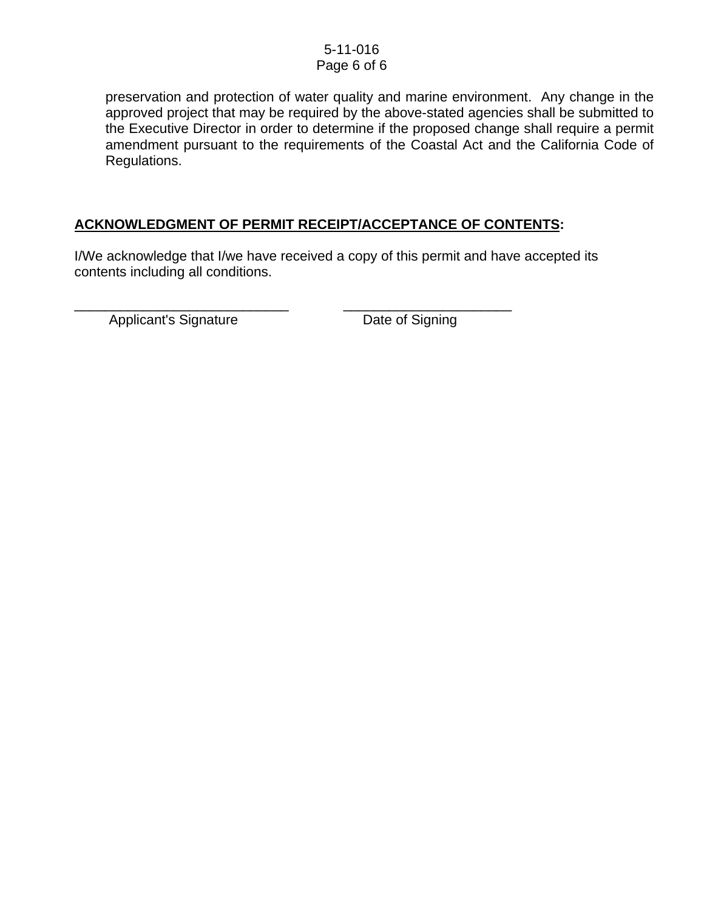preservation and protection of water quality and marine environment. Any change in the approved project that may be required by the above-stated agencies shall be submitted to the Executive Director in order to determine if the proposed change shall require a permit amendment pursuant to the requirements of the Coastal Act and the California Code of Regulations.

**ACKNOWLEDGMENT OF PERMIT RECEIPT/ACCEPTANCE OF CONTENTS:**

I/We acknowledge that I/we have received a copy of this permit and have accepted its contents including all conditions.

_____________________________ &nbsp;&nbsp;&nbsp;&nbsp;&nbsp;&nbsp; ______________________

Applicant's Signature &nbsp;&nbsp;&nbsp;&nbsp;&nbsp;&nbsp;&nbsp;&nbsp;&nbsp;&nbsp;&nbsp;&nbsp;&nbsp;&nbsp;&nbsp;&nbsp;&nbsp;&nbsp; Date of Signing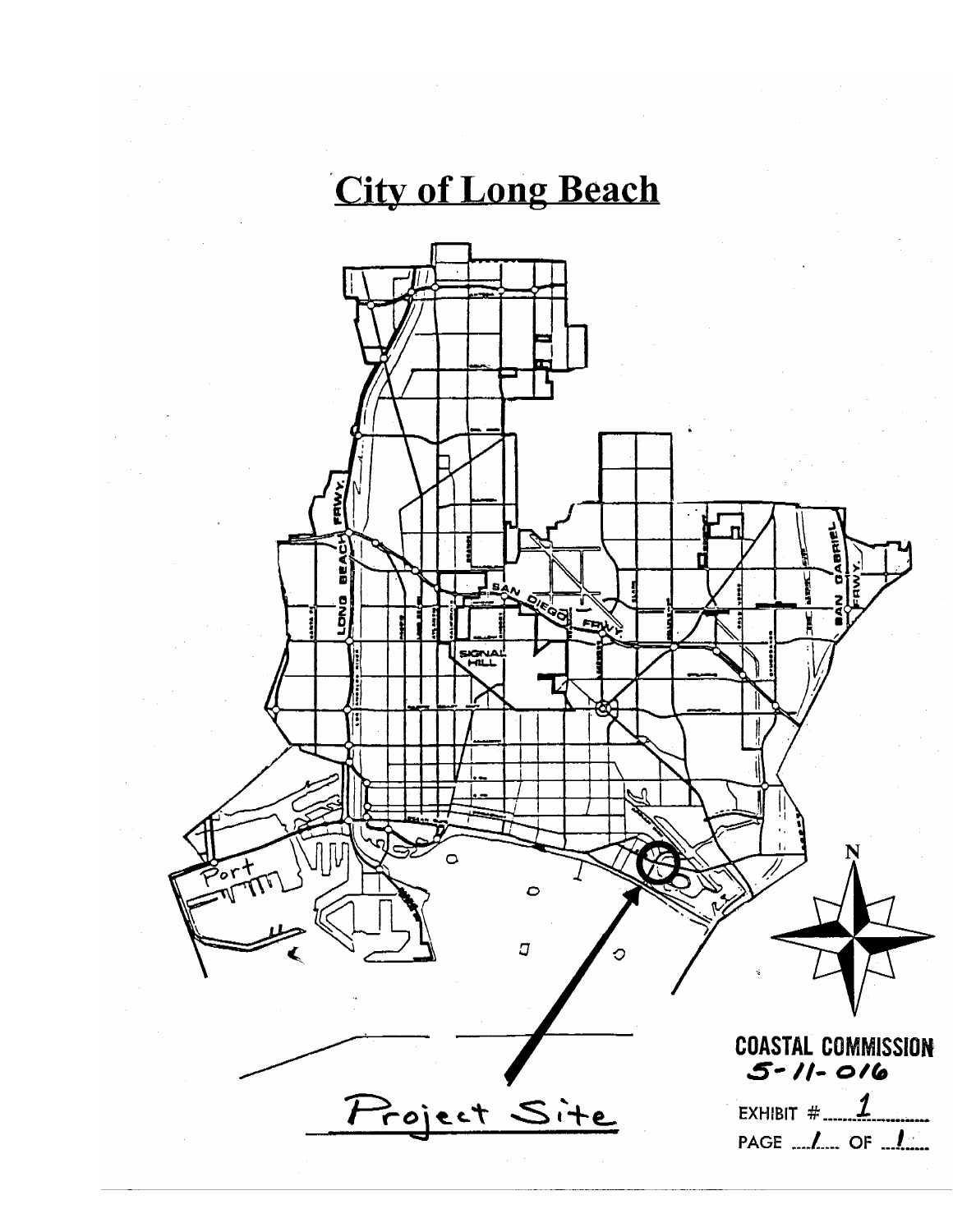# City of Long Beach

Project Site

COASTAL COMMISSION
5-11-016

EXHIBIT # 1

PAGE 1 OF 1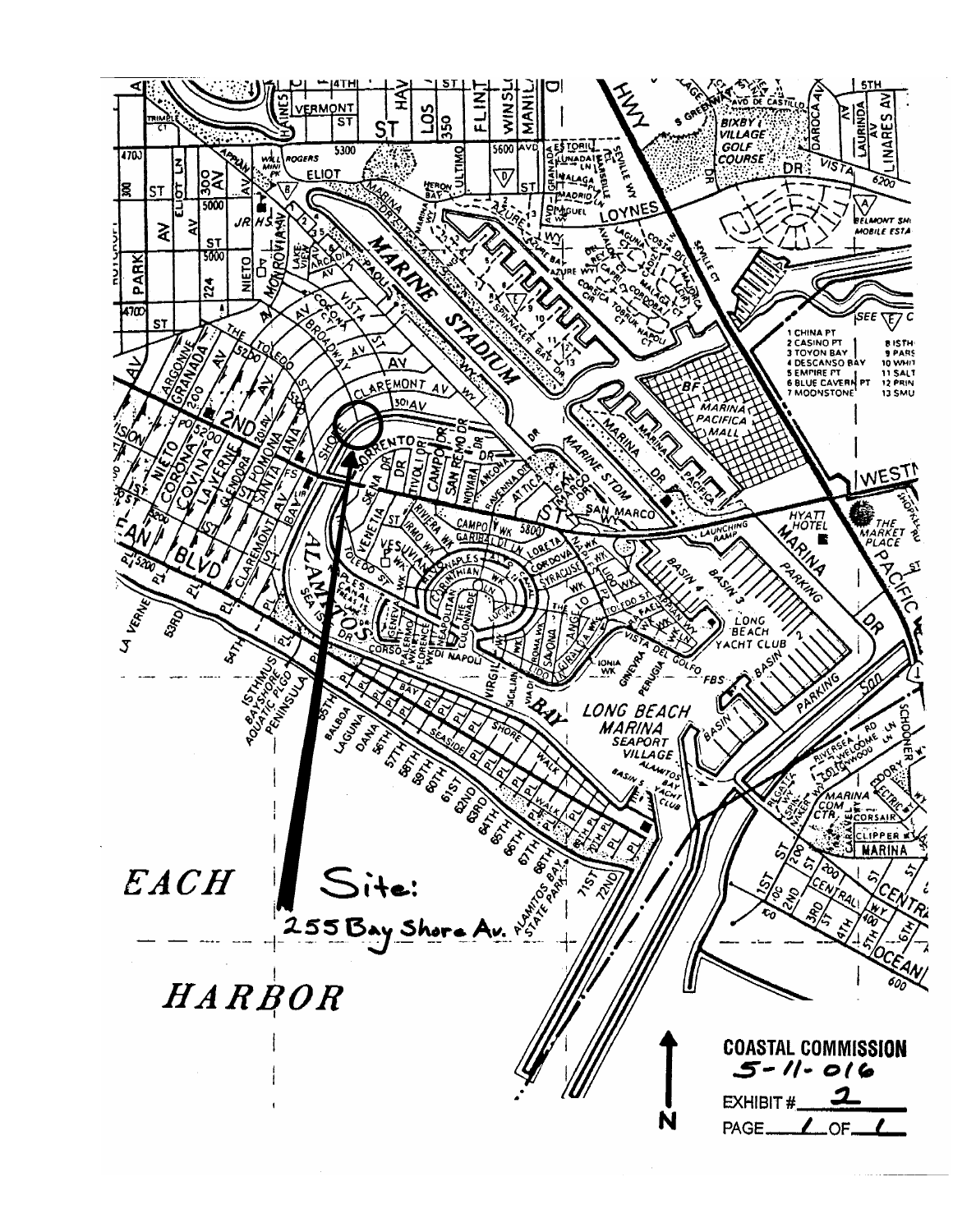Site:

255 Bay Shore Av.

**COASTAL COMMISSION**

5-11-016

EXHIBIT # 2

PAGE 1 OF 1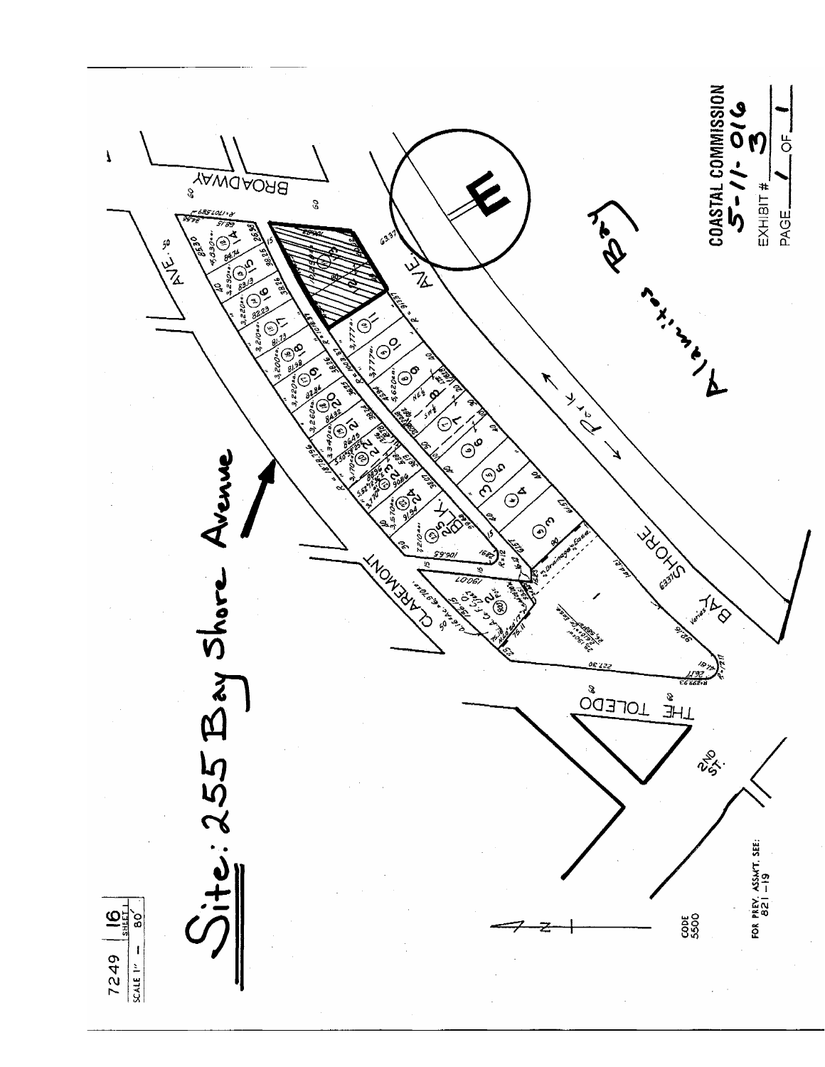7249 | 16

SCALE 1" — 80' | SHEET 1

# Site: 255 Bay Shore Avenue

BROADWAY

AVE.

PARK

BAY SHORE AVE.

CLAREMONT

THE TOLEDO

2ND ST.

Alamitos Bay

CODE 5500

FOR PREV. ASSM'T. SEE: 821-19

**COASTAL COMMISSION**

**5-11-016**

EXHIBIT # 3

PAGE 1 OF 1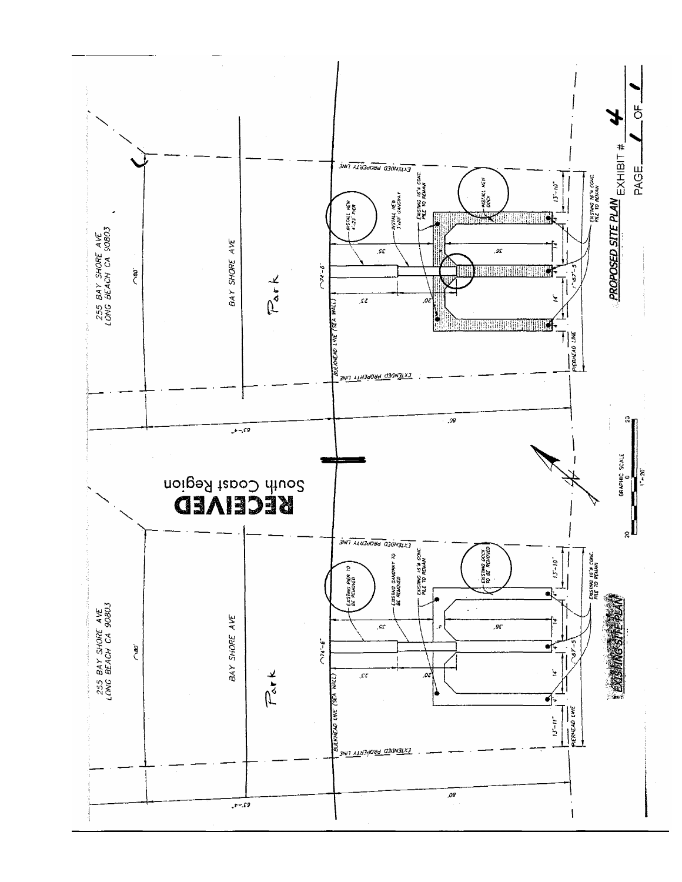255 BAY SHORE AVE
LONG BEACH CA 90803

80'

BAY SHORE AVE

Park

74'-6"

35'

23'

20'

36'

14'

4'

14'

67'-5"

13'-10"

INSTALL NEW 4'x23' PIER

INSTALL NEW 3'x20' GANGWAY

EXISTING 16"ø CONC. PILE TO REMAIN

INSTALL NEW DOCK

EXISTING 16"ø CONC. PILE TO REMAIN

BULKHEAD LINE (SEA WALL)

PIERHEAD LINE

EXTENDED PROPERTY LINE

80'

63'-4"

**PROPOSED SITE PLAN**

RECEIVED
South Coast Region

GRAPHIC SCALE
20 0 20
1"=20'

255 BAY SHORE AVE
LONG BEACH CA 90803

80'

BAY SHORE AVE

Park

74'-6"

35'

23'

20'

36'

4'

14'

67'-5"

13'-10"

13'-11"

EXISTING PIER TO BE REMOVED

EXISTING GANGWAY TO BE REMOVED

EXISTING 16"ø CONC. PILE TO REMAIN

EXISTING DOCK TO BE REMOVED

EXISTING 16"ø CONC. PILE TO REMAIN

BULKHEAD LINE (SEA WALL)

PIERHEAD LINE

EXTENDED PROPERTY LINE

80'

63'-4"

**EXISTING SITE PLAN**

EXHIBIT # 4

PAGE 1 OF 1